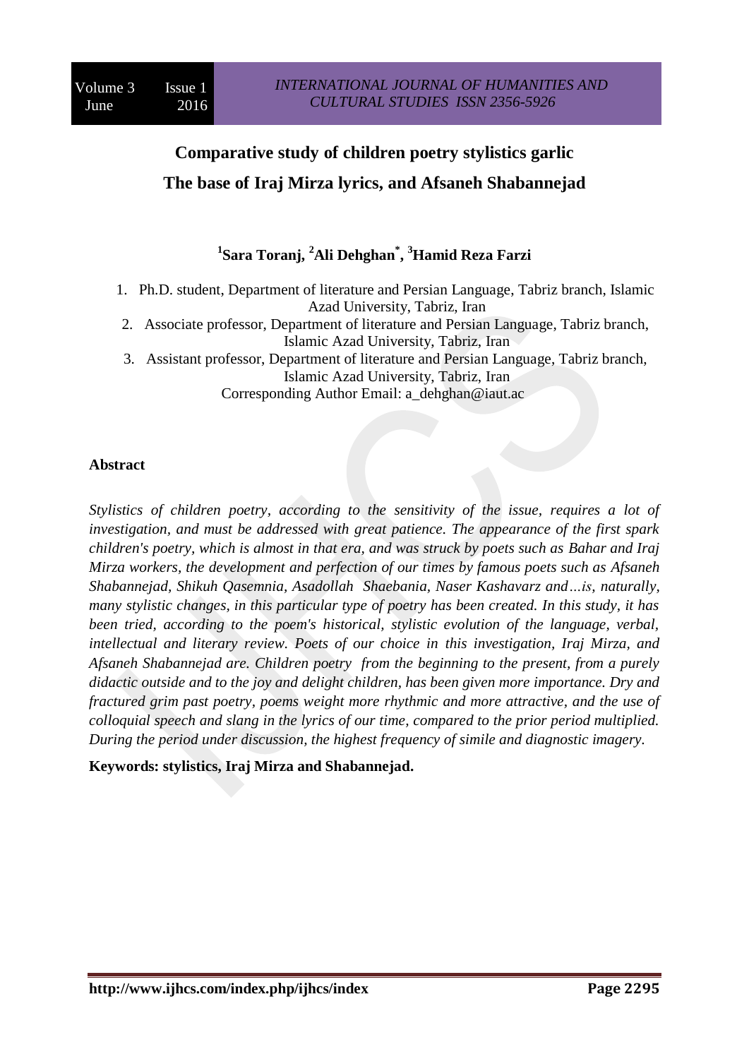# Comparative study of children poetry stylistics garlic The base of Iraj Mirza lyrics, and Afsaneh Shabannejad

**[1]Sara Toranj, [2]Ali Dehghan[*], [3]Hamid Reza Farzi**

1. Ph.D. student, Department of literature and Persian Language, Tabriz branch, Islamic Azad University, Tabriz, Iran
2. Associate professor, Department of literature and Persian Language, Tabriz branch, Islamic Azad University, Tabriz, Iran
3. Assistant professor, Department of literature and Persian Language, Tabriz branch, Islamic Azad University, Tabriz, Iran

Corresponding Author Email: a_dehghan@iaut.ac

## Abstract

*Stylistics of children poetry, according to the sensitivity of the issue, requires a lot of investigation, and must be addressed with great patience. The appearance of the first spark children's poetry, which is almost in that era, and was struck by poets such as Bahar and Iraj Mirza workers, the development and perfection of our times by famous poets such as Afsaneh Shabannejad, Shikuh Qasemnia, Asadollah Shaebania, Naser Kashavarz and…is, naturally, many stylistic changes, in this particular type of poetry has been created. In this study, it has been tried, according to the poem's historical, stylistic evolution of the language, verbal, intellectual and literary review. Poets of our choice in this investigation, Iraj Mirza, and Afsaneh Shabannejad are. Children poetry from the beginning to the present, from a purely didactic outside and to the joy and delight children, has been given more importance. Dry and fractured grim past poetry, poems weight more rhythmic and more attractive, and the use of colloquial speech and slang in the lyrics of our time, compared to the prior period multiplied. During the period under discussion, the highest frequency of simile and diagnostic imagery.*

**Keywords: stylistics, Iraj Mirza and Shabannejad.**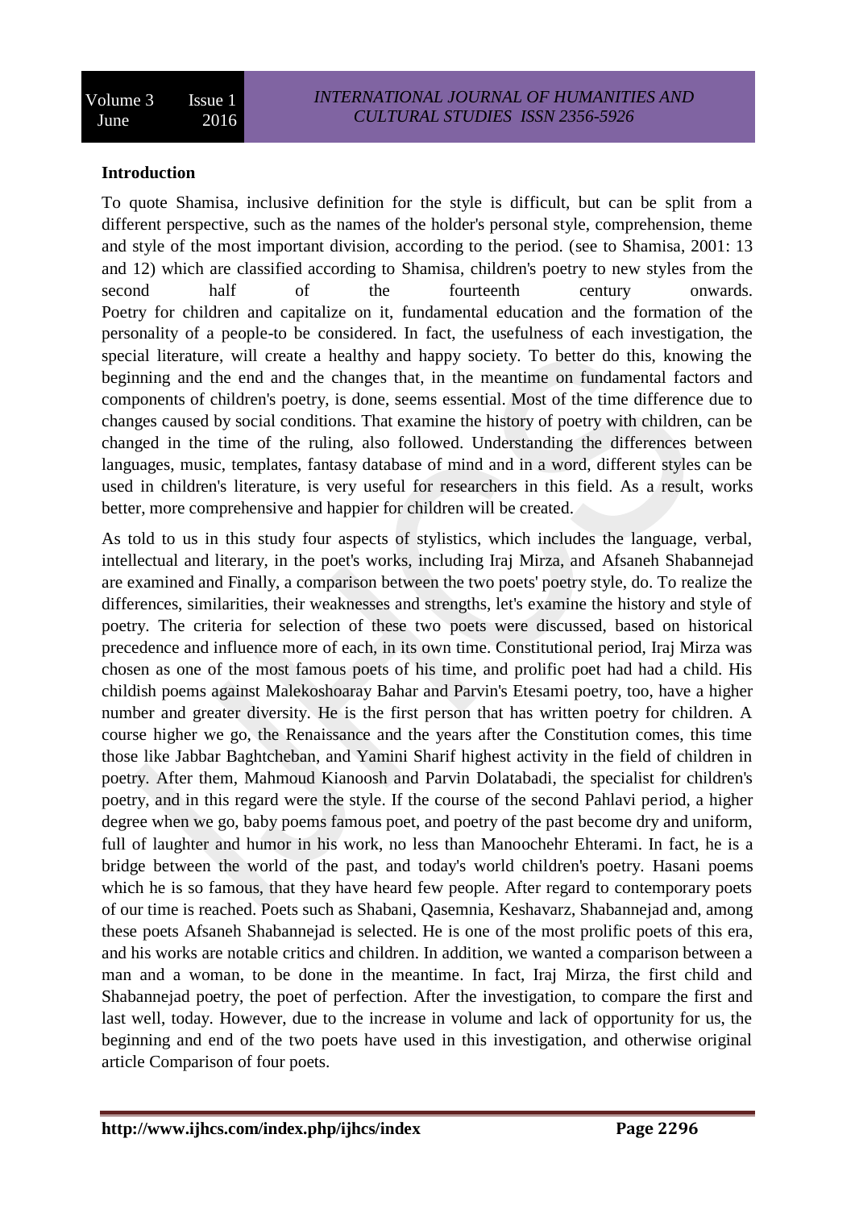**Introduction**

To quote Shamisa, inclusive definition for the style is difficult, but can be split from a different perspective, such as the names of the holder's personal style, comprehension, theme and style of the most important division, according to the period. (see to Shamisa, 2001: 13 and 12) which are classified according to Shamisa, children's poetry to new styles from the second half of the fourteenth century onwards. Poetry for children and capitalize on it, fundamental education and the formation of the personality of a people-to be considered. In fact, the usefulness of each investigation, the special literature, will create a healthy and happy society. To better do this, knowing the beginning and the end and the changes that, in the meantime on fundamental factors and components of children's poetry, is done, seems essential. Most of the time difference due to changes caused by social conditions. That examine the history of poetry with children, can be changed in the time of the ruling, also followed. Understanding the differences between languages, music, templates, fantasy database of mind and in a word, different styles can be used in children's literature, is very useful for researchers in this field. As a result, works better, more comprehensive and happier for children will be created.

As told to us in this study four aspects of stylistics, which includes the language, verbal, intellectual and literary, in the poet's works, including Iraj Mirza, and Afsaneh Shabannejad are examined and Finally, a comparison between the two poets' poetry style, do. To realize the differences, similarities, their weaknesses and strengths, let's examine the history and style of poetry. The criteria for selection of these two poets were discussed, based on historical precedence and influence more of each, in its own time. Constitutional period, Iraj Mirza was chosen as one of the most famous poets of his time, and prolific poet had had a child. His childish poems against Malekoshoaray Bahar and Parvin's Etesami poetry, too, have a higher number and greater diversity. He is the first person that has written poetry for children. A course higher we go, the Renaissance and the years after the Constitution comes, this time those like Jabbar Baghtcheban, and Yamini Sharif highest activity in the field of children in poetry. After them, Mahmoud Kianoosh and Parvin Dolatabadi, the specialist for children's poetry, and in this regard were the style. If the course of the second Pahlavi period, a higher degree when we go, baby poems famous poet, and poetry of the past become dry and uniform, full of laughter and humor in his work, no less than Manoochehr Ehterami. In fact, he is a bridge between the world of the past, and today's world children's poetry. Hasani poems which he is so famous, that they have heard few people. After regard to contemporary poets of our time is reached. Poets such as Shabani, Qasemnia, Keshavarz, Shabannejad and, among these poets Afsaneh Shabannejad is selected. He is one of the most prolific poets of this era, and his works are notable critics and children. In addition, we wanted a comparison between a man and a woman, to be done in the meantime. In fact, Iraj Mirza, the first child and Shabannejad poetry, the poet of perfection. After the investigation, to compare the first and last well, today. However, due to the increase in volume and lack of opportunity for us, the beginning and end of the two poets have used in this investigation, and otherwise original article Comparison of four poets.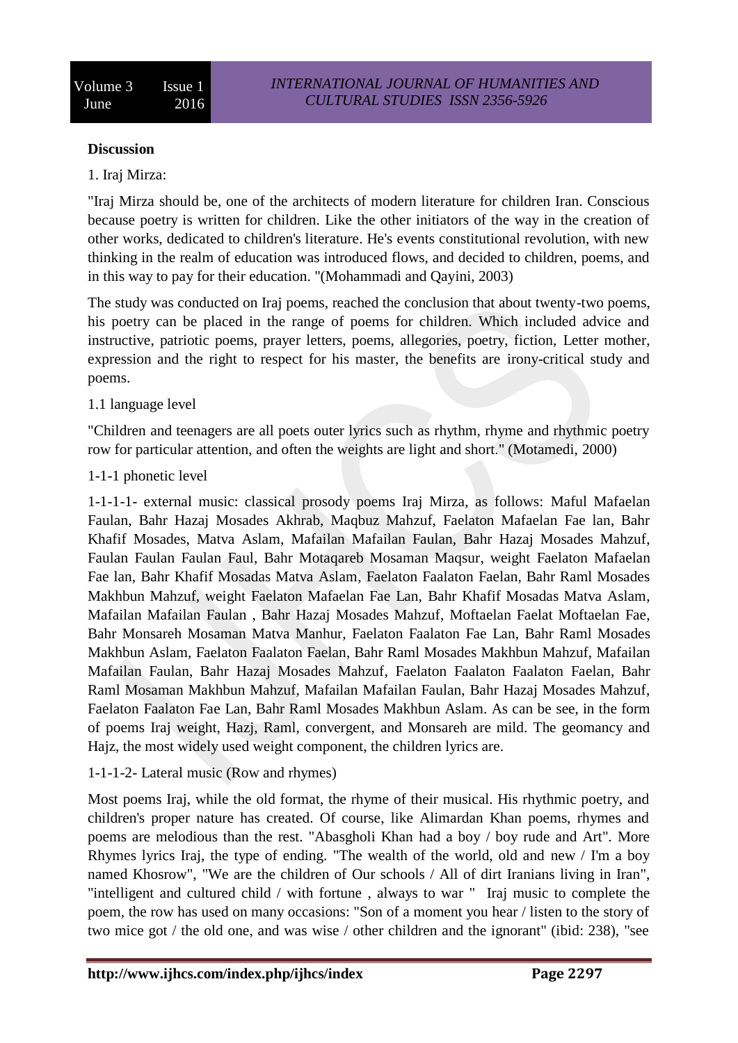**Discussion**

1. Iraj Mirza:

"Iraj Mirza should be, one of the architects of modern literature for children Iran. Conscious because poetry is written for children. Like the other initiators of the way in the creation of other works, dedicated to children's literature. He's events constitutional revolution, with new thinking in the realm of education was introduced flows, and decided to children, poems, and in this way to pay for their education. "(Mohammadi and Qayini, 2003)

The study was conducted on Iraj poems, reached the conclusion that about twenty-two poems, his poetry can be placed in the range of poems for children. Which included advice and instructive, patriotic poems, prayer letters, poems, allegories, poetry, fiction, Letter mother, expression and the right to respect for his master, the benefits are irony-critical study and poems.

1.1 language level

"Children and teenagers are all poets outer lyrics such as rhythm, rhyme and rhythmic poetry row for particular attention, and often the weights are light and short." (Motamedi, 2000)

1-1-1 phonetic level

1-1-1-1- external music: classical prosody poems Iraj Mirza, as follows: Maful Mafaelan Faulan, Bahr Hazaj Mosades Akhrab, Maqbuz Mahzuf, Faelaton Mafaelan Fae lan, Bahr Khafif Mosades, Matva Aslam, Mafailan Mafailan Faulan, Bahr Hazaj Mosades Mahzuf, Faulan Faulan Faulan Faul, Bahr Motaqareb Mosaman Maqsur, weight Faelaton Mafaelan Fae lan, Bahr Khafif Mosadas Matva Aslam, Faelaton Faalaton Faelan, Bahr Raml Mosades Makhbun Mahzuf, weight Faelaton Mafaelan Fae Lan, Bahr Khafif Mosadas Matva Aslam, Mafailan Mafailan Faulan , Bahr Hazaj Mosades Mahzuf, Moftaelan Faelat Moftaelan Fae, Bahr Monsareh Mosaman Matva Manhur, Faelaton Faalaton Fae Lan, Bahr Raml Mosades Makhbun Aslam, Faelaton Faalaton Faelan, Bahr Raml Mosades Makhbun Mahzuf, Mafailan Mafailan Faulan, Bahr Hazaj Mosades Mahzuf, Faelaton Faalaton Faalaton Faelan, Bahr Raml Mosaman Makhbun Mahzuf, Mafailan Mafailan Faulan, Bahr Hazaj Mosades Mahzuf, Faelaton Faalaton Fae Lan, Bahr Raml Mosades Makhbun Aslam. As can be see, in the form of poems Iraj weight, Hazj, Raml, convergent, and Monsareh are mild. The geomancy and Hajz, the most widely used weight component, the children lyrics are.

1-1-1-2- Lateral music (Row and rhymes)

Most poems Iraj, while the old format, the rhyme of their musical. His rhythmic poetry, and children's proper nature has created. Of course, like Alimardan Khan poems, rhymes and poems are melodious than the rest. "Abasgholi Khan had a boy / boy rude and Art". More Rhymes lyrics Iraj, the type of ending. "The wealth of the world, old and new / I'm a boy named Khosrow", "We are the children of Our schools / All of dirt Iranians living in Iran", "intelligent and cultured child / with fortune , always to war " Iraj music to complete the poem, the row has used on many occasions: "Son of a moment you hear / listen to the story of two mice got / the old one, and was wise / other children and the ignorant" (ibid: 238), "see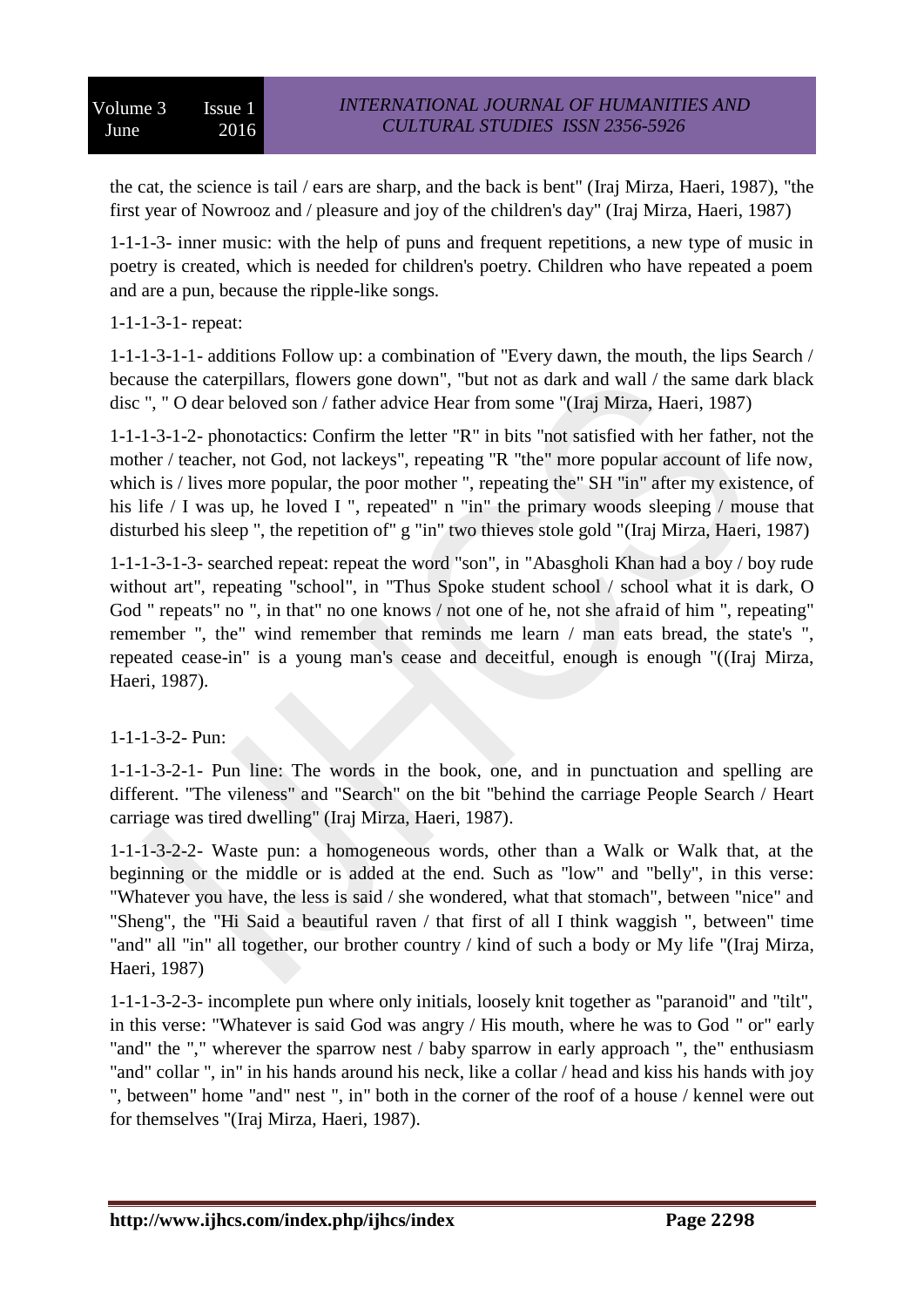the cat, the science is tail / ears are sharp, and the back is bent" (Iraj Mirza, Haeri, 1987), "the first year of Nowrooz and / pleasure and joy of the children's day" (Iraj Mirza, Haeri, 1987)

1-1-1-3- inner music: with the help of puns and frequent repetitions, a new type of music in poetry is created, which is needed for children's poetry. Children who have repeated a poem and are a pun, because the ripple-like songs.

1-1-1-3-1- repeat:

1-1-1-3-1-1- additions Follow up: a combination of "Every dawn, the mouth, the lips Search / because the caterpillars, flowers gone down", "but not as dark and wall / the same dark black disc ", " O dear beloved son / father advice Hear from some "(Iraj Mirza, Haeri, 1987)

1-1-1-3-1-2- phonotactics: Confirm the letter "R" in bits "not satisfied with her father, not the mother / teacher, not God, not lackeys", repeating "R "the" more popular account of life now, which is / lives more popular, the poor mother ", repeating the" SH "in" after my existence, of his life / I was up, he loved I ", repeated" n "in" the primary woods sleeping / mouse that disturbed his sleep ", the repetition of" g "in" two thieves stole gold "(Iraj Mirza, Haeri, 1987)

1-1-1-3-1-3- searched repeat: repeat the word "son", in "Abasgholi Khan had a boy / boy rude without art", repeating "school", in "Thus Spoke student school / school what it is dark, O God " repeats" no ", in that" no one knows / not one of he, not she afraid of him ", repeating" remember ", the" wind remember that reminds me learn / man eats bread, the state's ", repeated cease-in" is a young man's cease and deceitful, enough is enough "((Iraj Mirza, Haeri, 1987).

1-1-1-3-2- Pun:

1-1-1-3-2-1- Pun line: The words in the book, one, and in punctuation and spelling are different. "The vileness" and "Search" on the bit "behind the carriage People Search / Heart carriage was tired dwelling" (Iraj Mirza, Haeri, 1987).

1-1-1-3-2-2- Waste pun: a homogeneous words, other than a Walk or Walk that, at the beginning or the middle or is added at the end. Such as "low" and "belly", in this verse: "Whatever you have, the less is said / she wondered, what that stomach", between "nice" and "Sheng", the "Hi Said a beautiful raven / that first of all I think waggish ", between" time "and" all "in" all together, our brother country / kind of such a body or My life "(Iraj Mirza, Haeri, 1987)

1-1-1-3-2-3- incomplete pun where only initials, loosely knit together as "paranoid" and "tilt", in this verse: "Whatever is said God was angry / His mouth, where he was to God " or" early "and" the "," wherever the sparrow nest / baby sparrow in early approach ", the" enthusiasm "and" collar ", in" in his hands around his neck, like a collar / head and kiss his hands with joy ", between" home "and" nest ", in" both in the corner of the roof of a house / kennel were out for themselves "(Iraj Mirza, Haeri, 1987).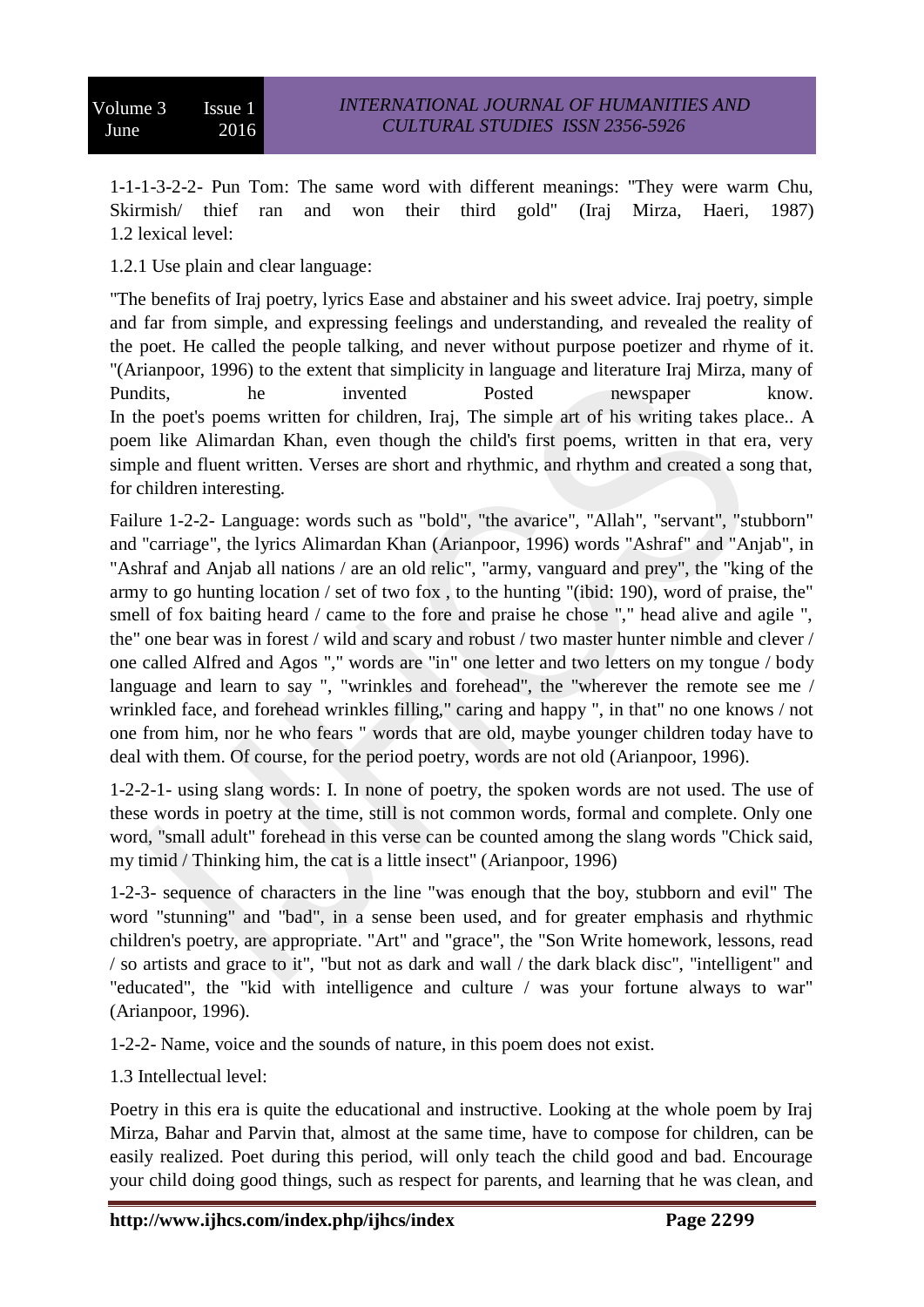1-1-1-3-2-2- Pun Tom: The same word with different meanings: "They were warm Chu, Skirmish/ thief ran and won their third gold" (Iraj Mirza, Haeri, 1987)

1.2 lexical level:

1.2.1 Use plain and clear language:

"The benefits of Iraj poetry, lyrics Ease and abstainer and his sweet advice. Iraj poetry, simple and far from simple, and expressing feelings and understanding, and revealed the reality of the poet. He called the people talking, and never without purpose poetizer and rhyme of it. "(Arianpoor, 1996) to the extent that simplicity in language and literature Iraj Mirza, many of Pundits, he invented Posted newspaper know. In the poet's poems written for children, Iraj, The simple art of his writing takes place.. A poem like Alimardan Khan, even though the child's first poems, written in that era, very simple and fluent written. Verses are short and rhythmic, and rhythm and created a song that, for children interesting.

Failure 1-2-2- Language: words such as "bold", "the avarice", "Allah", "servant", "stubborn" and "carriage", the lyrics Alimardan Khan (Arianpoor, 1996) words "Ashraf" and "Anjab", in "Ashraf and Anjab all nations / are an old relic", "army, vanguard and prey", the "king of the army to go hunting location / set of two fox , to the hunting "(ibid: 190), word of praise, the" smell of fox baiting heard / came to the fore and praise he chose "," head alive and agile ", the" one bear was in forest / wild and scary and robust / two master hunter nimble and clever / one called Alfred and Agos "," words are "in" one letter and two letters on my tongue / body language and learn to say ", "wrinkles and forehead", the "wherever the remote see me / wrinkled face, and forehead wrinkles filling," caring and happy ", in that" no one knows / not one from him, nor he who fears " words that are old, maybe younger children today have to deal with them. Of course, for the period poetry, words are not old (Arianpoor, 1996).

1-2-2-1- using slang words: I. In none of poetry, the spoken words are not used. The use of these words in poetry at the time, still is not common words, formal and complete. Only one word, "small adult" forehead in this verse can be counted among the slang words "Chick said, my timid / Thinking him, the cat is a little insect" (Arianpoor, 1996)

1-2-3- sequence of characters in the line "was enough that the boy, stubborn and evil" The word "stunning" and "bad", in a sense been used, and for greater emphasis and rhythmic children's poetry, are appropriate. "Art" and "grace", the "Son Write homework, lessons, read / so artists and grace to it", "but not as dark and wall / the dark black disc", "intelligent" and "educated", the "kid with intelligence and culture / was your fortune always to war" (Arianpoor, 1996).

1-2-2- Name, voice and the sounds of nature, in this poem does not exist.

1.3 Intellectual level:

Poetry in this era is quite the educational and instructive. Looking at the whole poem by Iraj Mirza, Bahar and Parvin that, almost at the same time, have to compose for children, can be easily realized. Poet during this period, will only teach the child good and bad. Encourage your child doing good things, such as respect for parents, and learning that he was clean, and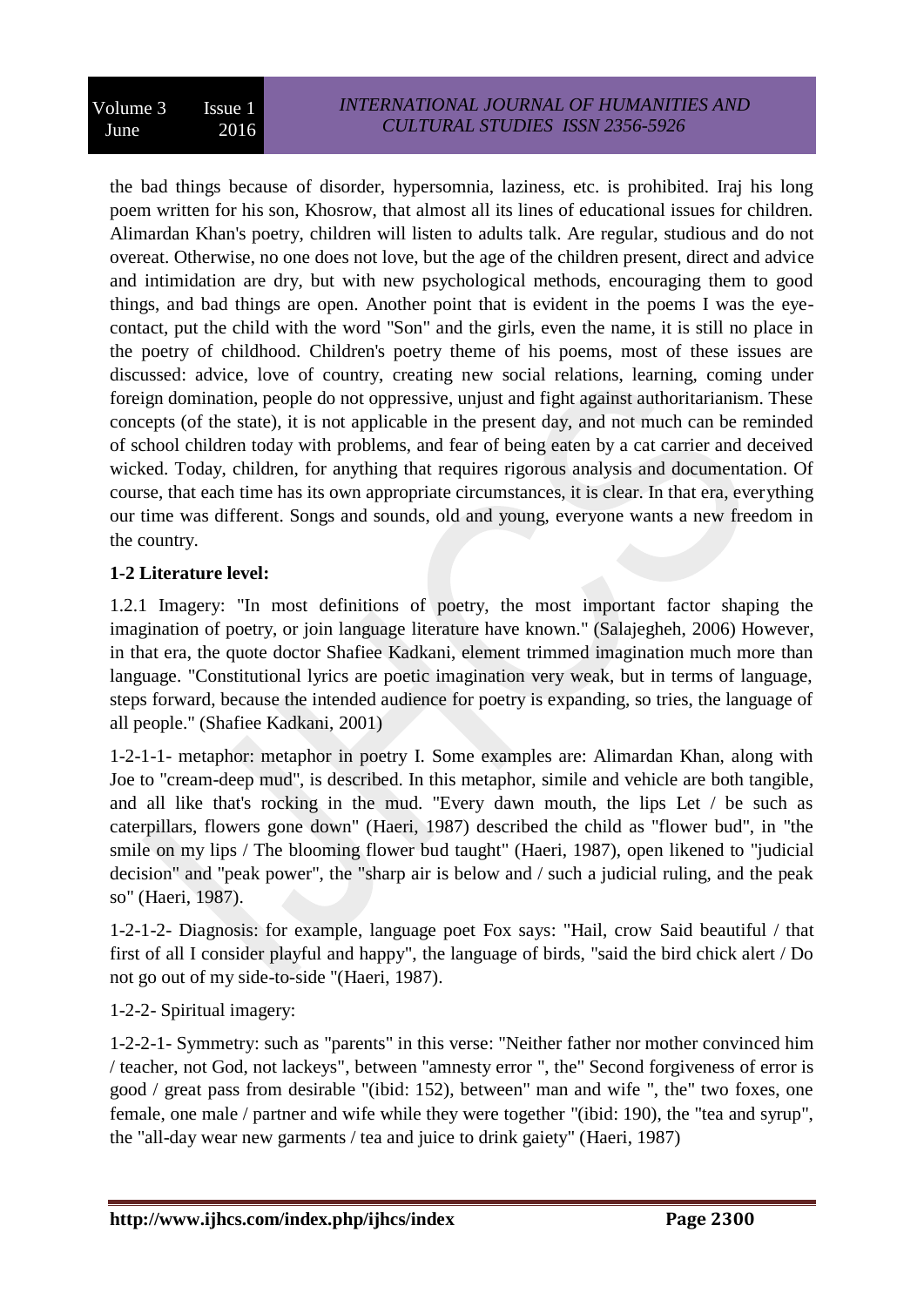the bad things because of disorder, hypersomnia, laziness, etc. is prohibited. Iraj his long poem written for his son, Khosrow, that almost all its lines of educational issues for children. Alimardan Khan's poetry, children will listen to adults talk. Are regular, studious and do not overeat. Otherwise, no one does not love, but the age of the children present, direct and advice and intimidation are dry, but with new psychological methods, encouraging them to good things, and bad things are open. Another point that is evident in the poems I was the eye-contact, put the child with the word "Son" and the girls, even the name, it is still no place in the poetry of childhood. Children's poetry theme of his poems, most of these issues are discussed: advice, love of country, creating new social relations, learning, coming under foreign domination, people do not oppressive, unjust and fight against authoritarianism. These concepts (of the state), it is not applicable in the present day, and not much can be reminded of school children today with problems, and fear of being eaten by a cat carrier and deceived wicked. Today, children, for anything that requires rigorous analysis and documentation. Of course, that each time has its own appropriate circumstances, it is clear. In that era, everything our time was different. Songs and sounds, old and young, everyone wants a new freedom in the country.

### 1-2 Literature level:

1.2.1 Imagery: "In most definitions of poetry, the most important factor shaping the imagination of poetry, or join language literature have known." (Salajegheh, 2006) However, in that era, the quote doctor Shafiee Kadkani, element trimmed imagination much more than language. "Constitutional lyrics are poetic imagination very weak, but in terms of language, steps forward, because the intended audience for poetry is expanding, so tries, the language of all people." (Shafiee Kadkani, 2001)

1-2-1-1- metaphor: metaphor in poetry I. Some examples are: Alimardan Khan, along with Joe to "cream-deep mud", is described. In this metaphor, simile and vehicle are both tangible, and all like that's rocking in the mud. "Every dawn mouth, the lips Let / be such as caterpillars, flowers gone down" (Haeri, 1987) described the child as "flower bud", in "the smile on my lips / The blooming flower bud taught" (Haeri, 1987), open likened to "judicial decision" and "peak power", the "sharp air is below and / such a judicial ruling, and the peak so" (Haeri, 1987).

1-2-1-2- Diagnosis: for example, language poet Fox says: "Hail, crow Said beautiful / that first of all I consider playful and happy", the language of birds, "said the bird chick alert / Do not go out of my side-to-side "(Haeri, 1987).

1-2-2- Spiritual imagery:

1-2-2-1- Symmetry: such as "parents" in this verse: "Neither father nor mother convinced him / teacher, not God, not lackeys", between "amnesty error ", the" Second forgiveness of error is good / great pass from desirable "(ibid: 152), between" man and wife ", the" two foxes, one female, one male / partner and wife while they were together "(ibid: 190), the "tea and syrup", the "all-day wear new garments / tea and juice to drink gaiety" (Haeri, 1987)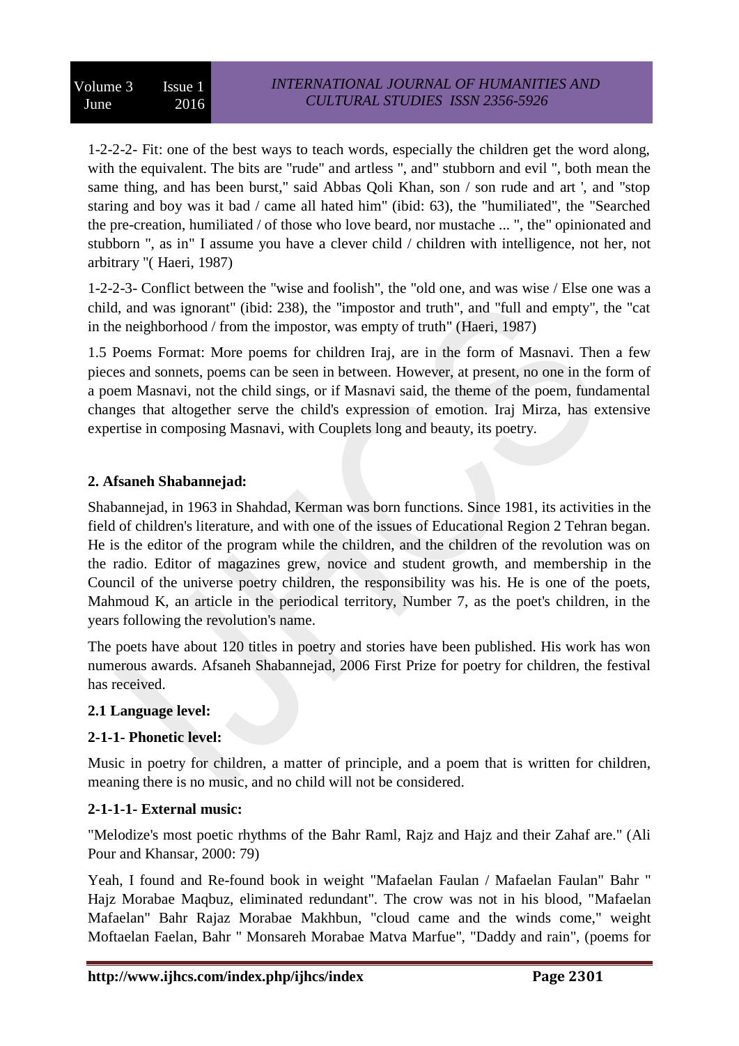1-2-2-2- Fit: one of the best ways to teach words, especially the children get the word along, with the equivalent. The bits are "rude" and artless ", and" stubborn and evil ", both mean the same thing, and has been burst," said Abbas Qoli Khan, son / son rude and art ', and "stop staring and boy was it bad / came all hated him" (ibid: 63), the "humiliated", the "Searched the pre-creation, humiliated / of those who love beard, nor mustache ... ", the" opinionated and stubborn ", as in" I assume you have a clever child / children with intelligence, not her, not arbitrary "( Haeri, 1987)

1-2-2-3- Conflict between the "wise and foolish", the "old one, and was wise / Else one was a child, and was ignorant" (ibid: 238), the "impostor and truth", and "full and empty", the "cat in the neighborhood / from the impostor, was empty of truth" (Haeri, 1987)

1.5 Poems Format: More poems for children Iraj, are in the form of Masnavi. Then a few pieces and sonnets, poems can be seen in between. However, at present, no one in the form of a poem Masnavi, not the child sings, or if Masnavi said, the theme of the poem, fundamental changes that altogether serve the child's expression of emotion. Iraj Mirza, has extensive expertise in composing Masnavi, with Couplets long and beauty, its poetry.

## 2. Afsaneh Shabannejad:

Shabannejad, in 1963 in Shahdad, Kerman was born functions. Since 1981, its activities in the field of children's literature, and with one of the issues of Educational Region 2 Tehran began. He is the editor of the program while the children, and the children of the revolution was on the radio. Editor of magazines grew, novice and student growth, and membership in the Council of the universe poetry children, the responsibility was his. He is one of the poets, Mahmoud K, an article in the periodical territory, Number 7, as the poet's children, in the years following the revolution's name.

The poets have about 120 titles in poetry and stories have been published. His work has won numerous awards. Afsaneh Shabannejad, 2006 First Prize for poetry for children, the festival has received.

### 2.1 Language level:

#### 2-1-1- Phonetic level:

Music in poetry for children, a matter of principle, and a poem that is written for children, meaning there is no music, and no child will not be considered.

#### 2-1-1-1- External music:

"Melodize's most poetic rhythms of the Bahr Raml, Rajz and Hajz and their Zahaf are." (Ali Pour and Khansar, 2000: 79)

Yeah, I found and Re-found book in weight "Mafaelan Faulan / Mafaelan Faulan" Bahr " Hajz Morabae Maqbuz, eliminated redundant". The crow was not in his blood, "Mafaelan Mafaelan" Bahr Rajaz Morabae Makhbun, "cloud came and the winds come," weight Moftaelan Faelan, Bahr " Monsareh Morabae Matva Marfue", "Daddy and rain", (poems for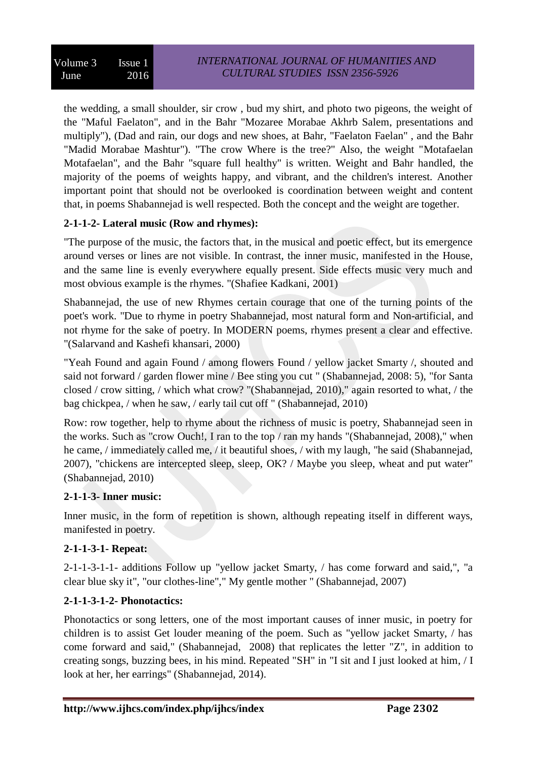the wedding, a small shoulder, sir crow , bud my shirt, and photo two pigeons, the weight of the "Maful Faelaton", and in the Bahr "Mozaree Morabae Akhrb Salem, presentations and multiply"), (Dad and rain, our dogs and new shoes, at Bahr, "Faelaton Faelan" , and the Bahr "Madid Morabae Mashtur"). "The crow Where is the tree?" Also, the weight "Motafaelan Motafaelan", and the Bahr "square full healthy" is written. Weight and Bahr handled, the majority of the poems of weights happy, and vibrant, and the children's interest. Another important point that should not be overlooked is coordination between weight and content that, in poems Shabannejad is well respected. Both the concept and the weight are together.

**2-1-1-2- Lateral music (Row and rhymes):**

"The purpose of the music, the factors that, in the musical and poetic effect, but its emergence around verses or lines are not visible. In contrast, the inner music, manifested in the House, and the same line is evenly everywhere equally present. Side effects music very much and most obvious example is the rhymes. "(Shafiee Kadkani, 2001)

Shabannejad, the use of new Rhymes certain courage that one of the turning points of the poet's work. "Due to rhyme in poetry Shabannejad, most natural form and Non-artificial, and not rhyme for the sake of poetry. In MODERN poems, rhymes present a clear and effective. "(Salarvand and Kashefi khansari, 2000)

"Yeah Found and again Found / among flowers Found / yellow jacket Smarty /, shouted and said not forward / garden flower mine / Bee sting you cut " (Shabannejad, 2008: 5), "for Santa closed / crow sitting, / which what crow? "(Shabannejad, 2010)," again resorted to what, / the bag chickpea, / when he saw, / early tail cut off " (Shabannejad, 2010)

Row: row together, help to rhyme about the richness of music is poetry, Shabannejad seen in the works. Such as "crow Ouch!, I ran to the top / ran my hands "(Shabannejad, 2008)," when he came, / immediately called me, / it beautiful shoes, / with my laugh, "he said (Shabannejad, 2007), "chickens are intercepted sleep, sleep, OK? / Maybe you sleep, wheat and put water" (Shabannejad, 2010)

**2-1-1-3- Inner music:**

Inner music, in the form of repetition is shown, although repeating itself in different ways, manifested in poetry.

**2-1-1-3-1- Repeat:**

2-1-1-3-1-1- additions Follow up "yellow jacket Smarty, / has come forward and said,", "a clear blue sky it", "our clothes-line"," My gentle mother " (Shabannejad, 2007)

**2-1-1-3-1-2- Phonotactics:**

Phonotactics or song letters, one of the most important causes of inner music, in poetry for children is to assist Get louder meaning of the poem. Such as "yellow jacket Smarty, / has come forward and said," (Shabannejad, 2008) that replicates the letter "Z", in addition to creating songs, buzzing bees, in his mind. Repeated "SH" in "I sit and I just looked at him, / I look at her, her earrings" (Shabannejad, 2014).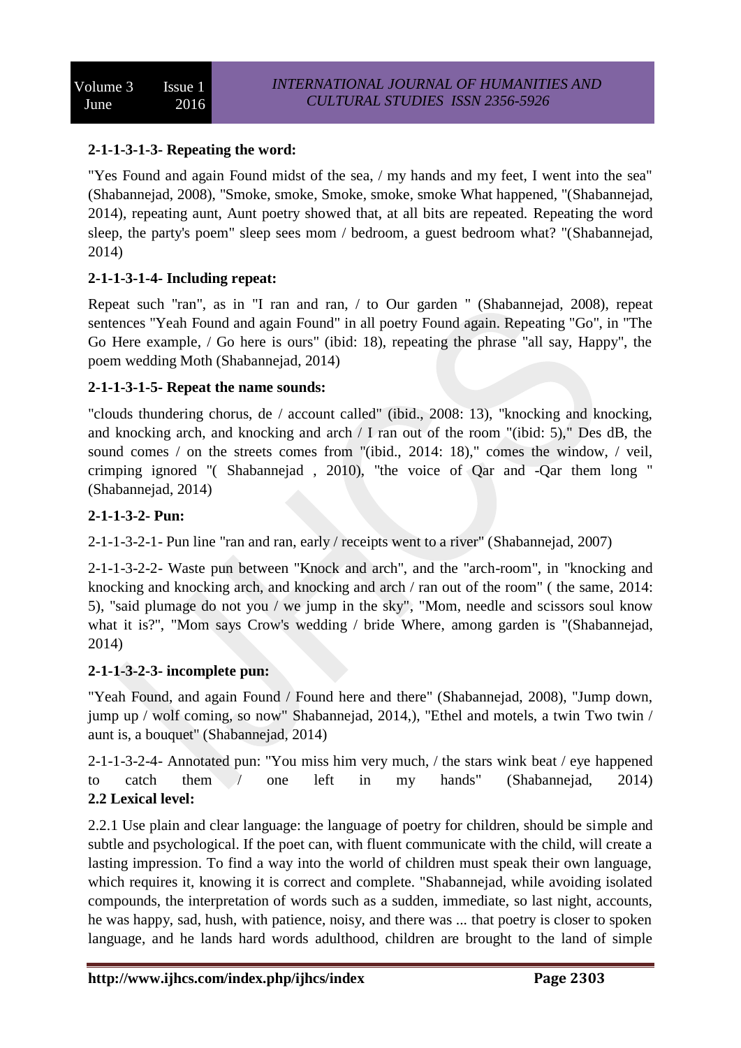#### 2-1-1-3-1-3- Repeating the word:

"Yes Found and again Found midst of the sea, / my hands and my feet, I went into the sea" (Shabannejad, 2008), "Smoke, smoke, Smoke, smoke, smoke What happened, "(Shabannejad, 2014), repeating aunt, Aunt poetry showed that, at all bits are repeated. Repeating the word sleep, the party's poem" sleep sees mom / bedroom, a guest bedroom what? "(Shabannejad, 2014)

#### 2-1-1-3-1-4- Including repeat:

Repeat such "ran", as in "I ran and ran, / to Our garden " (Shabannejad, 2008), repeat sentences "Yeah Found and again Found" in all poetry Found again. Repeating "Go", in "The Go Here example, / Go here is ours" (ibid: 18), repeating the phrase "all say, Happy", the poem wedding Moth (Shabannejad, 2014)

#### 2-1-1-3-1-5- Repeat the name sounds:

"clouds thundering chorus, de / account called" (ibid., 2008: 13), "knocking and knocking, and knocking arch, and knocking and arch / I ran out of the room "(ibid: 5)," Des dB, the sound comes / on the streets comes from "(ibid., 2014: 18)," comes the window, / veil, crimping ignored "( Shabannejad , 2010), "the voice of Qar and -Qar them long " (Shabannejad, 2014)

#### 2-1-1-3-2- Pun:

2-1-1-3-2-1- Pun line "ran and ran, early / receipts went to a river" (Shabannejad, 2007)

2-1-1-3-2-2- Waste pun between "Knock and arch", and the "arch-room", in "knocking and knocking and knocking arch, and knocking and arch / ran out of the room" ( the same, 2014: 5), "said plumage do not you / we jump in the sky", "Mom, needle and scissors soul know what it is?", "Mom says Crow's wedding / bride Where, among garden is "(Shabannejad, 2014)

#### 2-1-1-3-2-3- incomplete pun:

"Yeah Found, and again Found / Found here and there" (Shabannejad, 2008), "Jump down, jump up / wolf coming, so now" Shabannejad, 2014,), "Ethel and motels, a twin Two twin / aunt is, a bouquet" (Shabannejad, 2014)

2-1-1-3-2-4- Annotated pun: "You miss him very much, / the stars wink beat / eye happened to catch them / one left in my hands" (Shabannejad, 2014)

### 2.2 Lexical level:

2.2.1 Use plain and clear language: the language of poetry for children, should be simple and subtle and psychological. If the poet can, with fluent communicate with the child, will create a lasting impression. To find a way into the world of children must speak their own language, which requires it, knowing it is correct and complete. "Shabannejad, while avoiding isolated compounds, the interpretation of words such as a sudden, immediate, so last night, accounts, he was happy, sad, hush, with patience, noisy, and there was ... that poetry is closer to spoken language, and he lands hard words adulthood, children are brought to the land of simple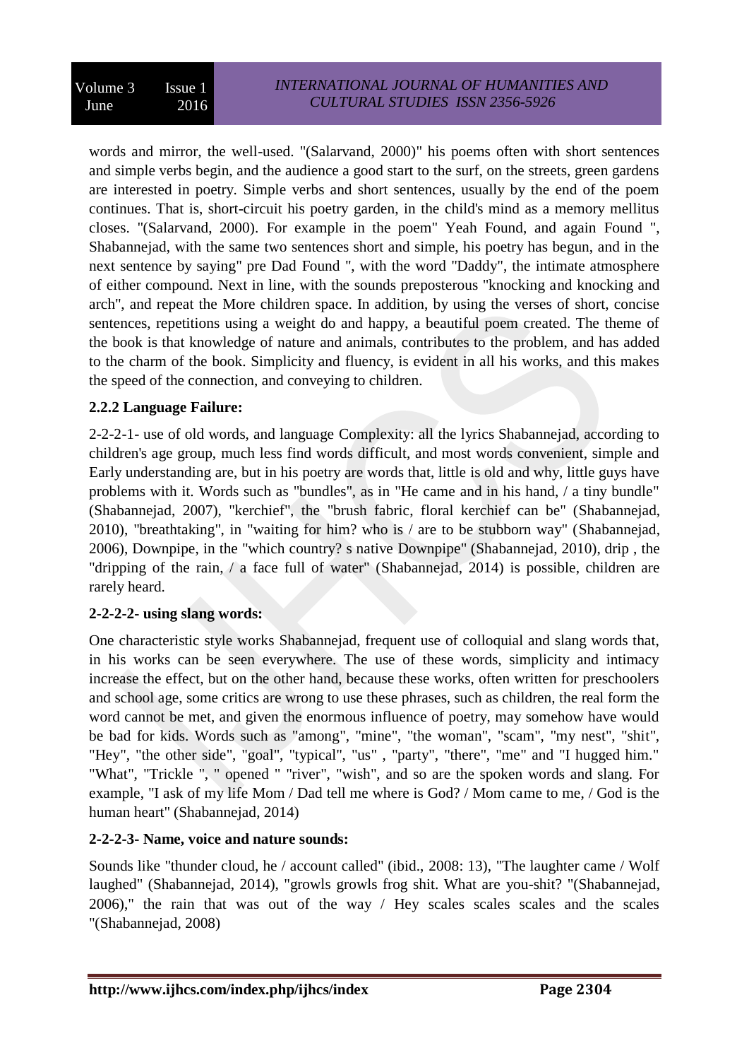words and mirror, the well-used. "(Salarvand, 2000)" his poems often with short sentences and simple verbs begin, and the audience a good start to the surf, on the streets, green gardens are interested in poetry. Simple verbs and short sentences, usually by the end of the poem continues. That is, short-circuit his poetry garden, in the child's mind as a memory mellitus closes. "(Salarvand, 2000). For example in the poem" Yeah Found, and again Found ", Shabannejad, with the same two sentences short and simple, his poetry has begun, and in the next sentence by saying" pre Dad Found ", with the word "Daddy", the intimate atmosphere of either compound. Next in line, with the sounds preposterous "knocking and knocking and arch", and repeat the More children space. In addition, by using the verses of short, concise sentences, repetitions using a weight do and happy, a beautiful poem created. The theme of the book is that knowledge of nature and animals, contributes to the problem, and has added to the charm of the book. Simplicity and fluency, is evident in all his works, and this makes the speed of the connection, and conveying to children.

### 2.2.2 Language Failure:

2-2-2-1- use of old words, and language Complexity: all the lyrics Shabannejad, according to children's age group, much less find words difficult, and most words convenient, simple and Early understanding are, but in his poetry are words that, little is old and why, little guys have problems with it. Words such as "bundles", as in "He came and in his hand, / a tiny bundle" (Shabannejad, 2007), "kerchief", the "brush fabric, floral kerchief can be" (Shabannejad, 2010), "breathtaking", in "waiting for him? who is / are to be stubborn way" (Shabannejad, 2006), Downpipe, in the "which country? s native Downpipe" (Shabannejad, 2010), drip , the "dripping of the rain, / a face full of water" (Shabannejad, 2014) is possible, children are rarely heard.

#### 2-2-2-2- using slang words:

One characteristic style works Shabannejad, frequent use of colloquial and slang words that, in his works can be seen everywhere. The use of these words, simplicity and intimacy increase the effect, but on the other hand, because these works, often written for preschoolers and school age, some critics are wrong to use these phrases, such as children, the real form the word cannot be met, and given the enormous influence of poetry, may somehow have would be bad for kids. Words such as "among", "mine", "the woman", "scam", "my nest", "shit", "Hey", "the other side", "goal", "typical", "us" , "party", "there", "me" and "I hugged him." "What", "Trickle ", " opened " "river", "wish", and so are the spoken words and slang. For example, "I ask of my life Mom / Dad tell me where is God? / Mom came to me, / God is the human heart" (Shabannejad, 2014)

#### 2-2-2-3- Name, voice and nature sounds:

Sounds like "thunder cloud, he / account called" (ibid., 2008: 13), "The laughter came / Wolf laughed" (Shabannejad, 2014), "growls growls frog shit. What are you-shit? "(Shabannejad, 2006)," the rain that was out of the way / Hey scales scales scales and the scales "(Shabannejad, 2008)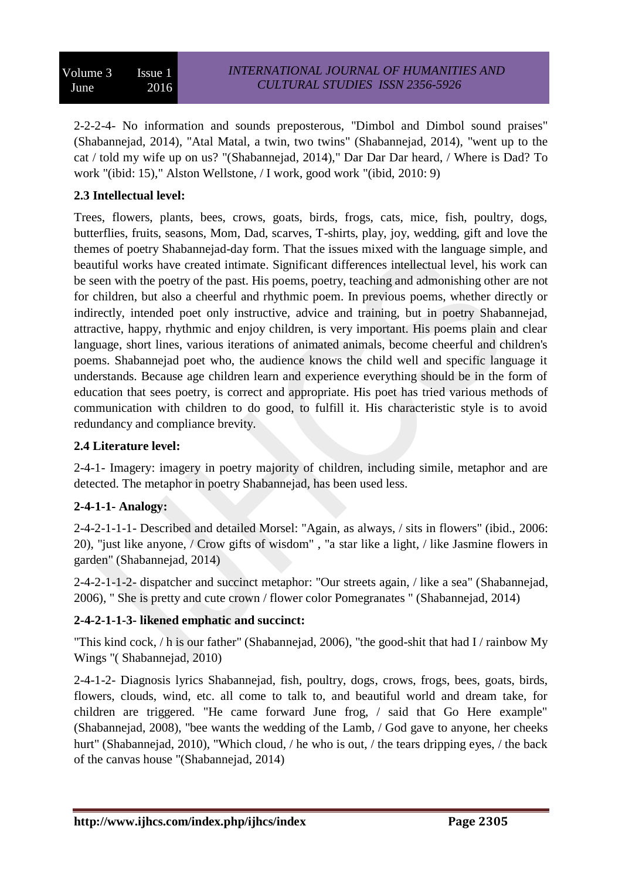2-2-2-4- No information and sounds preposterous, "Dimbol and Dimbol sound praises" (Shabannejad, 2014), "Atal Matal, a twin, two twins" (Shabannejad, 2014), "went up to the cat / told my wife up on us? "(Shabannejad, 2014)," Dar Dar Dar heard, / Where is Dad? To work "(ibid: 15)," Alston Wellstone, / I work, good work "(ibid, 2010: 9)

**2.3 Intellectual level:**

Trees, flowers, plants, bees, crows, goats, birds, frogs, cats, mice, fish, poultry, dogs, butterflies, fruits, seasons, Mom, Dad, scarves, T-shirts, play, joy, wedding, gift and love the themes of poetry Shabannejad-day form. That the issues mixed with the language simple, and beautiful works have created intimate. Significant differences intellectual level, his work can be seen with the poetry of the past. His poems, poetry, teaching and admonishing other are not for children, but also a cheerful and rhythmic poem. In previous poems, whether directly or indirectly, intended poet only instructive, advice and training, but in poetry Shabannejad, attractive, happy, rhythmic and enjoy children, is very important. His poems plain and clear language, short lines, various iterations of animated animals, become cheerful and children's poems. Shabannejad poet who, the audience knows the child well and specific language it understands. Because age children learn and experience everything should be in the form of education that sees poetry, is correct and appropriate. His poet has tried various methods of communication with children to do good, to fulfill it. His characteristic style is to avoid redundancy and compliance brevity.

**2.4 Literature level:**

2-4-1- Imagery: imagery in poetry majority of children, including simile, metaphor and are detected. The metaphor in poetry Shabannejad, has been used less.

**2-4-1-1- Analogy:**

2-4-2-1-1-1- Described and detailed Morsel: "Again, as always, / sits in flowers" (ibid., 2006: 20), "just like anyone, / Crow gifts of wisdom" , "a star like a light, / like Jasmine flowers in garden" (Shabannejad, 2014)

2-4-2-1-1-2- dispatcher and succinct metaphor: "Our streets again, / like a sea" (Shabannejad, 2006), " She is pretty and cute crown / flower color Pomegranates " (Shabannejad, 2014)

**2-4-2-1-1-3- likened emphatic and succinct:**

"This kind cock, / h is our father" (Shabannejad, 2006), "the good-shit that had I / rainbow My Wings "( Shabannejad, 2010)

2-4-1-2- Diagnosis lyrics Shabannejad, fish, poultry, dogs, crows, frogs, bees, goats, birds, flowers, clouds, wind, etc. all come to talk to, and beautiful world and dream take, for children are triggered. "He came forward June frog, / said that Go Here example" (Shabannejad, 2008), "bee wants the wedding of the Lamb, / God gave to anyone, her cheeks hurt" (Shabannejad, 2010), "Which cloud, / he who is out, / the tears dripping eyes, / the back of the canvas house "(Shabannejad, 2014)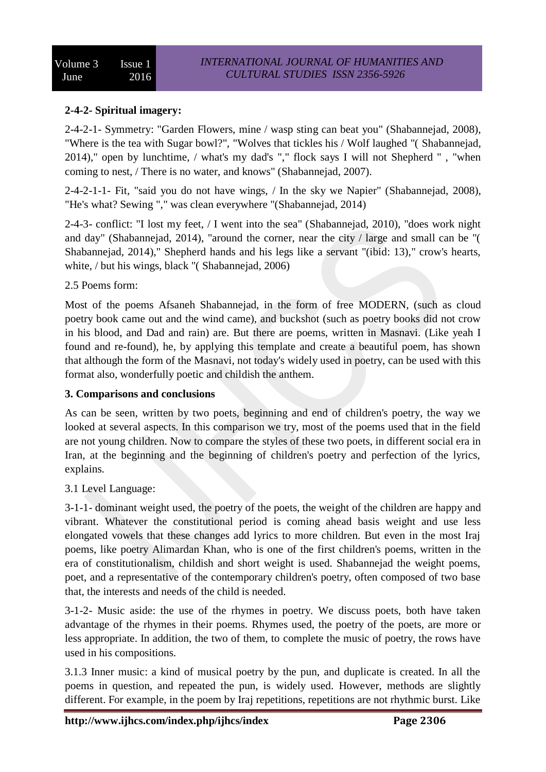**2-4-2- Spiritual imagery:**

2-4-2-1- Symmetry: "Garden Flowers, mine / wasp sting can beat you" (Shabannejad, 2008), "Where is the tea with Sugar bowl?", "Wolves that tickles his / Wolf laughed "( Shabannejad, 2014)," open by lunchtime, / what's my dad's "," flock says I will not Shepherd " , "when coming to nest, / There is no water, and knows" (Shabannejad, 2007).

2-4-2-1-1- Fit, "said you do not have wings, / In the sky we Napier" (Shabannejad, 2008), "He's what? Sewing "," was clean everywhere "(Shabannejad, 2014)

2-4-3- conflict: "I lost my feet, / I went into the sea" (Shabannejad, 2010), "does work night and day" (Shabannejad, 2014), "around the corner, near the city / large and small can be "( Shabannejad, 2014)," Shepherd hands and his legs like a servant "(ibid: 13)," crow's hearts, white, / but his wings, black "( Shabannejad, 2006)

2.5 Poems form:

Most of the poems Afsaneh Shabannejad, in the form of free MODERN, (such as cloud poetry book came out and the wind came), and buckshot (such as poetry books did not crow in his blood, and Dad and rain) are. But there are poems, written in Masnavi. (Like yeah I found and re-found), he, by applying this template and create a beautiful poem, has shown that although the form of the Masnavi, not today's widely used in poetry, can be used with this format also, wonderfully poetic and childish the anthem.

**3. Comparisons and conclusions**

As can be seen, written by two poets, beginning and end of children's poetry, the way we looked at several aspects. In this comparison we try, most of the poems used that in the field are not young children. Now to compare the styles of these two poets, in different social era in Iran, at the beginning and the beginning of children's poetry and perfection of the lyrics, explains.

3.1 Level Language:

3-1-1- dominant weight used, the poetry of the poets, the weight of the children are happy and vibrant. Whatever the constitutional period is coming ahead basis weight and use less elongated vowels that these changes add lyrics to more children. But even in the most Iraj poems, like poetry Alimardan Khan, who is one of the first children's poems, written in the era of constitutionalism, childish and short weight is used. Shabannejad the weight poems, poet, and a representative of the contemporary children's poetry, often composed of two base that, the interests and needs of the child is needed.

3-1-2- Music aside: the use of the rhymes in poetry. We discuss poets, both have taken advantage of the rhymes in their poems. Rhymes used, the poetry of the poets, are more or less appropriate. In addition, the two of them, to complete the music of poetry, the rows have used in his compositions.

3.1.3 Inner music: a kind of musical poetry by the pun, and duplicate is created. In all the poems in question, and repeated the pun, is widely used. However, methods are slightly different. For example, in the poem by Iraj repetitions, repetitions are not rhythmic burst. Like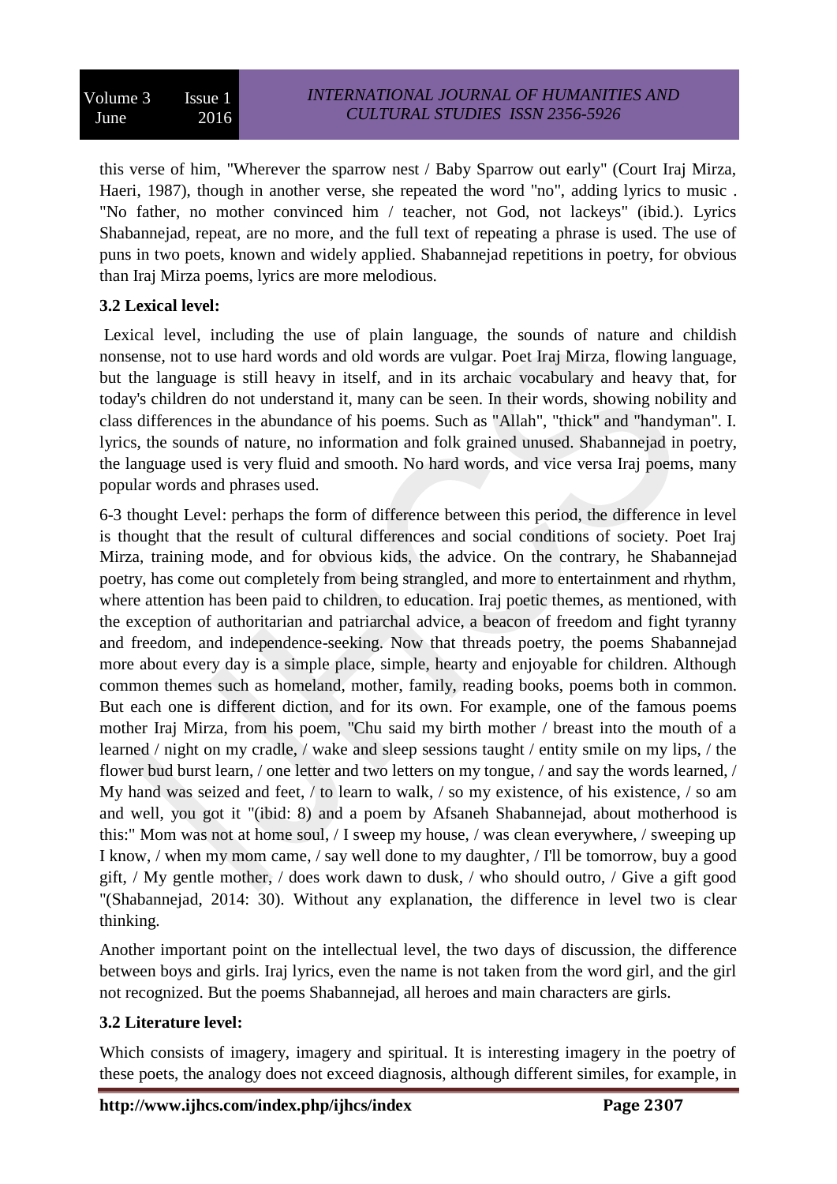this verse of him, "Wherever the sparrow nest / Baby Sparrow out early" (Court Iraj Mirza, Haeri, 1987), though in another verse, she repeated the word "no", adding lyrics to music . "No father, no mother convinced him / teacher, not God, not lackeys" (ibid.). Lyrics Shabannejad, repeat, are no more, and the full text of repeating a phrase is used. The use of puns in two poets, known and widely applied. Shabannejad repetitions in poetry, for obvious than Iraj Mirza poems, lyrics are more melodious.

### 3.2 Lexical level:

Lexical level, including the use of plain language, the sounds of nature and childish nonsense, not to use hard words and old words are vulgar. Poet Iraj Mirza, flowing language, but the language is still heavy in itself, and in its archaic vocabulary and heavy that, for today's children do not understand it, many can be seen. In their words, showing nobility and class differences in the abundance of his poems. Such as "Allah", "thick" and "handyman". I. lyrics, the sounds of nature, no information and folk grained unused. Shabannejad in poetry, the language used is very fluid and smooth. No hard words, and vice versa Iraj poems, many popular words and phrases used.

6-3 thought Level: perhaps the form of difference between this period, the difference in level is thought that the result of cultural differences and social conditions of society. Poet Iraj Mirza, training mode, and for obvious kids, the advice. On the contrary, he Shabannejad poetry, has come out completely from being strangled, and more to entertainment and rhythm, where attention has been paid to children, to education. Iraj poetic themes, as mentioned, with the exception of authoritarian and patriarchal advice, a beacon of freedom and fight tyranny and freedom, and independence-seeking. Now that threads poetry, the poems Shabannejad more about every day is a simple place, simple, hearty and enjoyable for children. Although common themes such as homeland, mother, family, reading books, poems both in common. But each one is different diction, and for its own. For example, one of the famous poems mother Iraj Mirza, from his poem, "Chu said my birth mother / breast into the mouth of a learned / night on my cradle, / wake and sleep sessions taught / entity smile on my lips, / the flower bud burst learn, / one letter and two letters on my tongue, / and say the words learned, / My hand was seized and feet, / to learn to walk, / so my existence, of his existence, / so am and well, you got it "(ibid: 8) and a poem by Afsaneh Shabannejad, about motherhood is this:" Mom was not at home soul, / I sweep my house, / was clean everywhere, / sweeping up I know, / when my mom came, / say well done to my daughter, / I'll be tomorrow, buy a good gift, / My gentle mother, / does work dawn to dusk, / who should outro, / Give a gift good "(Shabannejad, 2014: 30). Without any explanation, the difference in level two is clear thinking.

Another important point on the intellectual level, the two days of discussion, the difference between boys and girls. Iraj lyrics, even the name is not taken from the word girl, and the girl not recognized. But the poems Shabannejad, all heroes and main characters are girls.

### 3.2 Literature level:

Which consists of imagery, imagery and spiritual. It is interesting imagery in the poetry of these poets, the analogy does not exceed diagnosis, although different similes, for example, in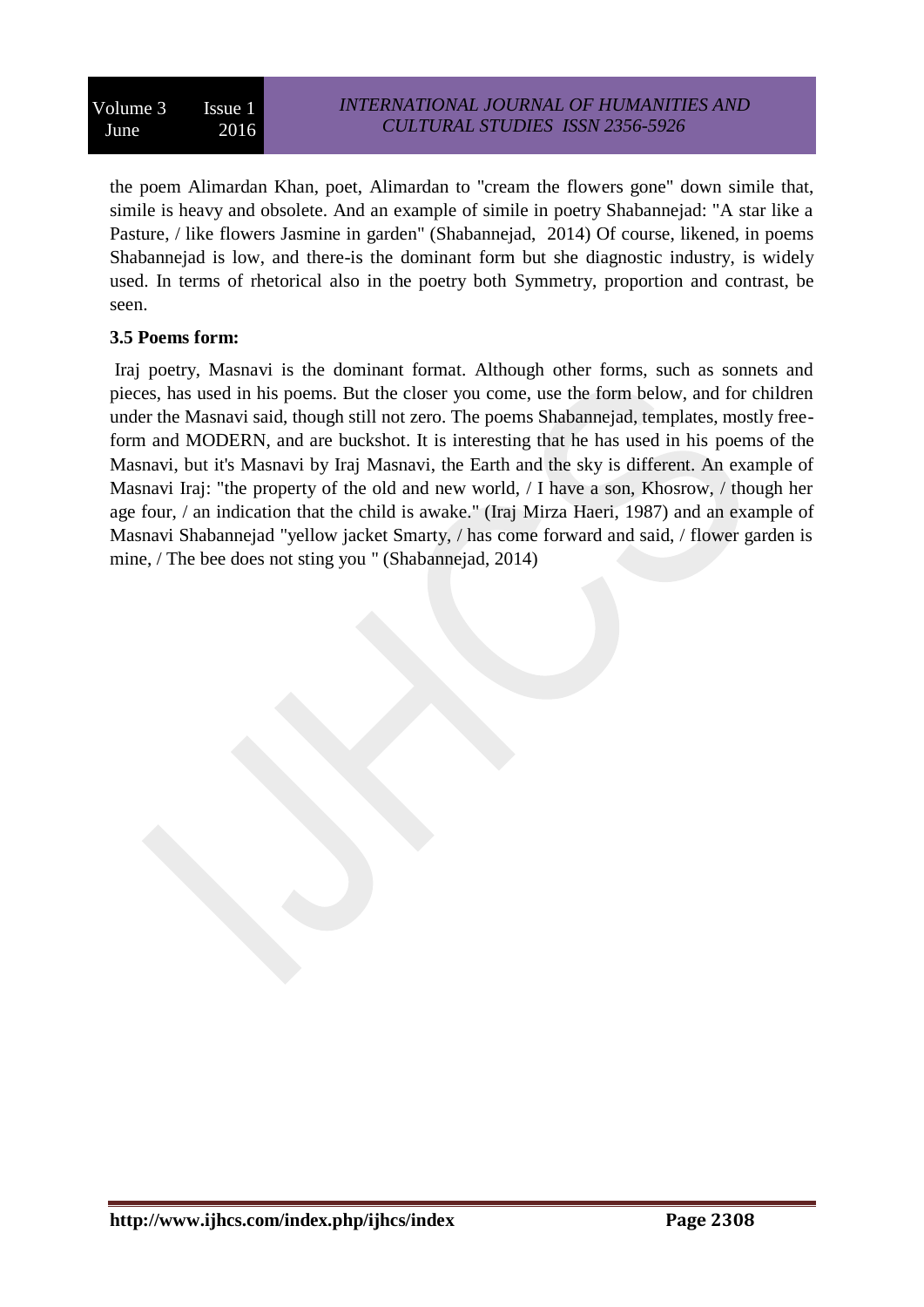the poem Alimardan Khan, poet, Alimardan to "cream the flowers gone" down simile that, simile is heavy and obsolete. And an example of simile in poetry Shabannejad: "A star like a Pasture, / like flowers Jasmine in garden" (Shabannejad, 2014) Of course, likened, in poems Shabannejad is low, and there-is the dominant form but she diagnostic industry, is widely used. In terms of rhetorical also in the poetry both Symmetry, proportion and contrast, be seen.

### 3.5 Poems form:

Iraj poetry, Masnavi is the dominant format. Although other forms, such as sonnets and pieces, has used in his poems. But the closer you come, use the form below, and for children under the Masnavi said, though still not zero. The poems Shabannejad, templates, mostly free-form and MODERN, and are buckshot. It is interesting that he has used in his poems of the Masnavi, but it's Masnavi by Iraj Masnavi, the Earth and the sky is different. An example of Masnavi Iraj: "the property of the old and new world, / I have a son, Khosrow, / though her age four, / an indication that the child is awake." (Iraj Mirza Haeri, 1987) and an example of Masnavi Shabannejad "yellow jacket Smarty, / has come forward and said, / flower garden is mine, / The bee does not sting you " (Shabannejad, 2014)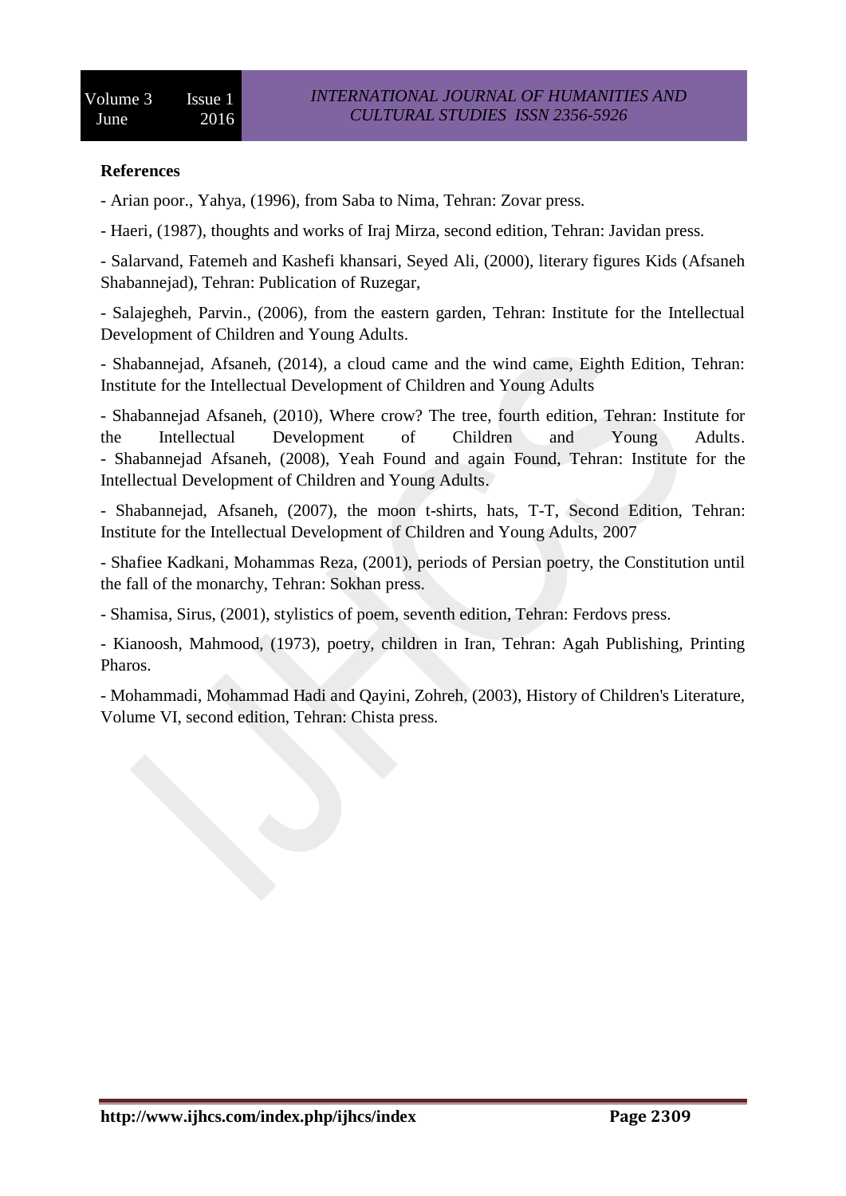**References**

- Arian poor., Yahya, (1996), from Saba to Nima, Tehran: Zovar press.

- Haeri, (1987), thoughts and works of Iraj Mirza, second edition, Tehran: Javidan press.

- Salarvand, Fatemeh and Kashefi khansari, Seyed Ali, (2000), literary figures Kids (Afsaneh Shabannejad), Tehran: Publication of Ruzegar,

- Salajegheh, Parvin., (2006), from the eastern garden, Tehran: Institute for the Intellectual Development of Children and Young Adults.

- Shabannejad, Afsaneh, (2014), a cloud came and the wind came, Eighth Edition, Tehran: Institute for the Intellectual Development of Children and Young Adults

- Shabannejad Afsaneh, (2010), Where crow? The tree, fourth edition, Tehran: Institute for the Intellectual Development of Children and Young Adults.

- Shabannejad Afsaneh, (2008), Yeah Found and again Found, Tehran: Institute for the Intellectual Development of Children and Young Adults.

- Shabannejad, Afsaneh, (2007), the moon t-shirts, hats, T-T, Second Edition, Tehran: Institute for the Intellectual Development of Children and Young Adults, 2007

- Shafiee Kadkani, Mohammas Reza, (2001), periods of Persian poetry, the Constitution until the fall of the monarchy, Tehran: Sokhan press.

- Shamisa, Sirus, (2001), stylistics of poem, seventh edition, Tehran: Ferdovs press.

- Kianoosh, Mahmood, (1973), poetry, children in Iran, Tehran: Agah Publishing, Printing Pharos.

- Mohammadi, Mohammad Hadi and Qayini, Zohreh, (2003), History of Children's Literature, Volume VI, second edition, Tehran: Chista press.